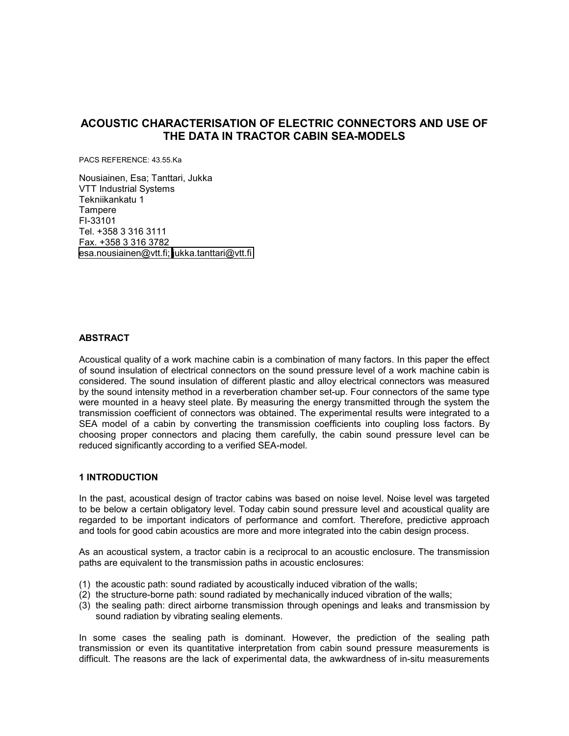# ACOUSTIC CHARACTERISATION OF ELECTRIC CONNECTORS AND USE OF THE DATA IN TRACTOR CABIN SEA-MODELS

PACS REFERENCE: 43.55.Ka

Nousiainen, Esa; Tanttari, Jukka
VTT Industrial Systems
Tekniikankatu 1
Tampere
FI-33101
Tel. +358 3 316 3111
Fax. +358 3 316 3782
esa.nousiainen@vtt.fi; jukka.tanttari@vtt.fi

## ABSTRACT

Acoustical quality of a work machine cabin is a combination of many factors. In this paper the effect of sound insulation of electrical connectors on the sound pressure level of a work machine cabin is considered. The sound insulation of different plastic and alloy electrical connectors was measured by the sound intensity method in a reverberation chamber set-up. Four connectors of the same type were mounted in a heavy steel plate. By measuring the energy transmitted through the system the transmission coefficient of connectors was obtained. The experimental results were integrated to a SEA model of a cabin by converting the transmission coefficients into coupling loss factors. By choosing proper connectors and placing them carefully, the cabin sound pressure level can be reduced significantly according to a verified SEA-model.

## 1 INTRODUCTION

In the past, acoustical design of tractor cabins was based on noise level. Noise level was targeted to be below a certain obligatory level. Today cabin sound pressure level and acoustical quality are regarded to be important indicators of performance and comfort. Therefore, predictive approach and tools for good cabin acoustics are more and more integrated into the cabin design process.

As an acoustical system, a tractor cabin is a reciprocal to an acoustic enclosure. The transmission paths are equivalent to the transmission paths in acoustic enclosures:

(1) the acoustic path: sound radiated by acoustically induced vibration of the walls;
(2) the structure-borne path: sound radiated by mechanically induced vibration of the walls;
(3) the sealing path: direct airborne transmission through openings and leaks and transmission by sound radiation by vibrating sealing elements.

In some cases the sealing path is dominant. However, the prediction of the sealing path transmission or even its quantitative interpretation from cabin sound pressure measurements is difficult. The reasons are the lack of experimental data, the awkwardness of in-situ measurements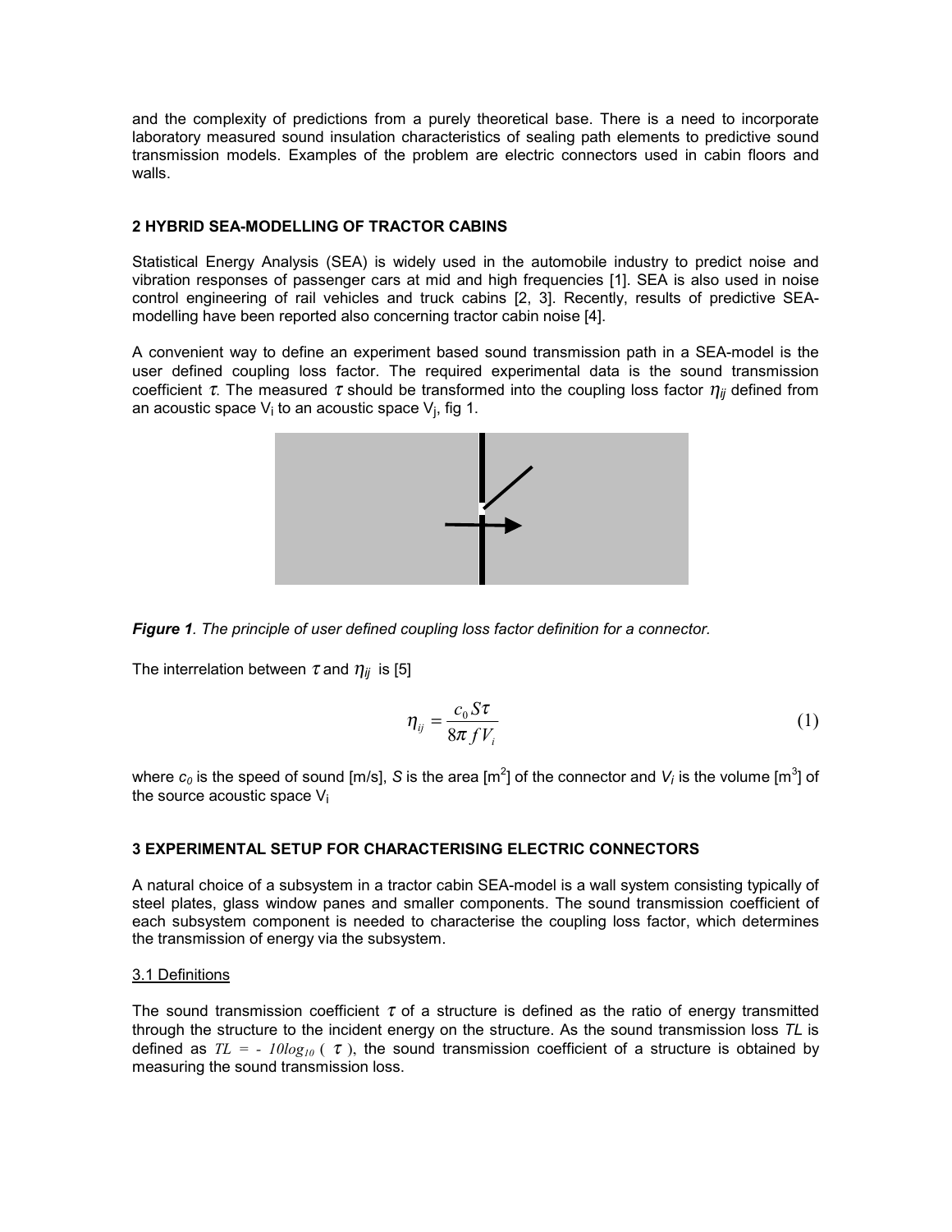and the complexity of predictions from a purely theoretical base. There is a need to incorporate laboratory measured sound insulation characteristics of sealing path elements to predictive sound transmission models. Examples of the problem are electric connectors used in cabin floors and walls.

## 2 HYBRID SEA-MODELLING OF TRACTOR CABINS

Statistical Energy Analysis (SEA) is widely used in the automobile industry to predict noise and vibration responses of passenger cars at mid and high frequencies [1]. SEA is also used in noise control engineering of rail vehicles and truck cabins [2, 3]. Recently, results of predictive SEA-modelling have been reported also concerning tractor cabin noise [4].

A convenient way to define an experiment based sound transmission path in a SEA-model is the user defined coupling loss factor. The required experimental data is the sound transmission coefficient $\tau$. The measured $\tau$ should be transformed into the coupling loss factor $\eta_{ij}$ defined from an acoustic space $V_i$ to an acoustic space $V_j$, fig 1.

***Figure 1**. The principle of user defined coupling loss factor definition for a connector.*

The interrelation between $\tau$ and $\eta_{ij}$ is [5]

$$\eta_{ij} = \frac{c_0 S \tau}{8\pi f V_i} \tag{1}$$

where $c_0$ is the speed of sound [m/s], $S$ is the area [m$^2$] of the connector and $V_i$ is the volume [m$^3$] of the source acoustic space $V_i$

## 3 EXPERIMENTAL SETUP FOR CHARACTERISING ELECTRIC CONNECTORS

A natural choice of a subsystem in a tractor cabin SEA-model is a wall system consisting typically of steel plates, glass window panes and smaller components. The sound transmission coefficient of each subsystem component is needed to characterise the coupling loss factor, which determines the transmission of energy via the subsystem.

### 3.1 Definitions

The sound transmission coefficient $\tau$ of a structure is defined as the ratio of energy transmitted through the structure to the incident energy on the structure. As the sound transmission loss *TL* is defined as $TL = -10\log_{10}(\tau)$, the sound transmission coefficient of a structure is obtained by measuring the sound transmission loss.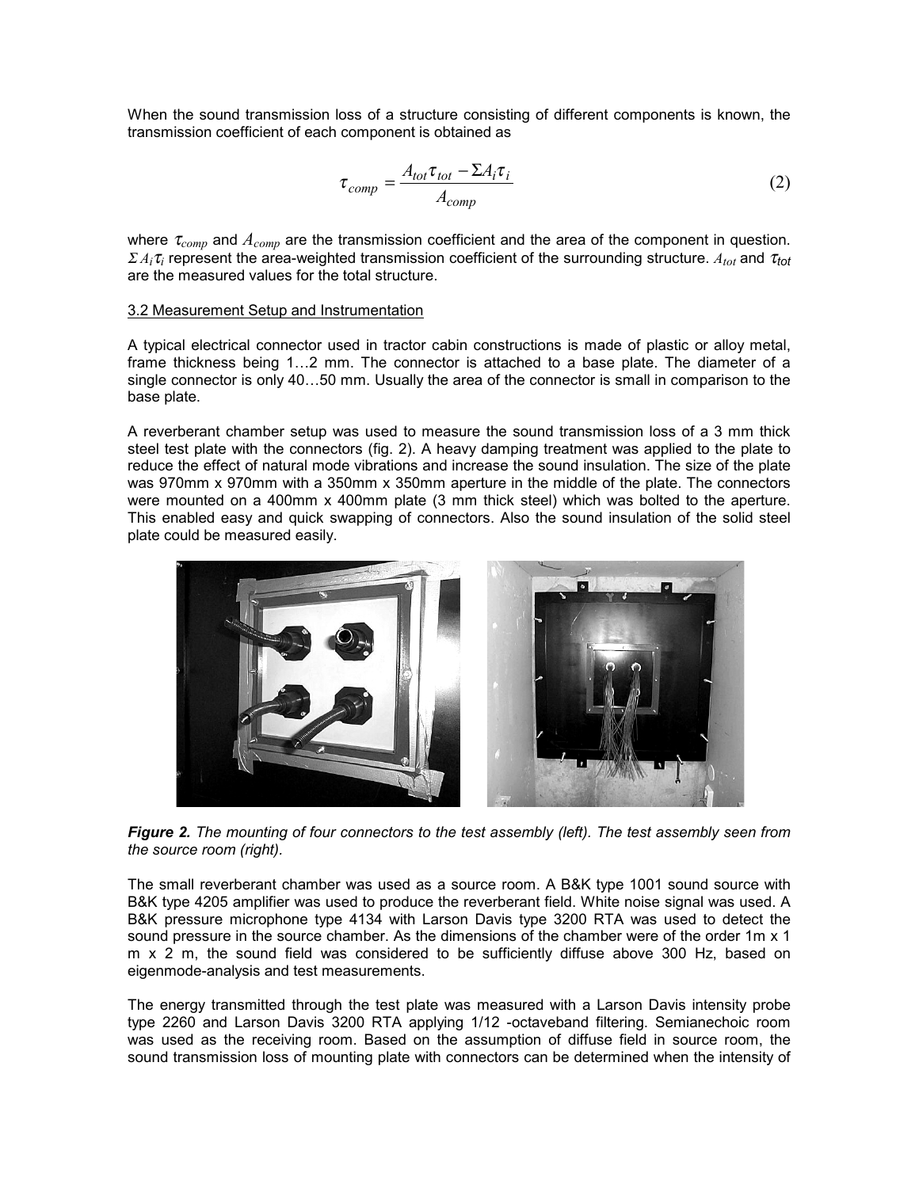When the sound transmission loss of a structure consisting of different components is known, the transmission coefficient of each component is obtained as

$$\tau_{comp} = \frac{A_{tot}\tau_{tot} - \Sigma A_i \tau_i}{A_{comp}} \tag{2}$$

where $\tau_{comp}$ and $A_{comp}$ are the transmission coefficient and the area of the component in question. $\Sigma A_i \tau_i$ represent the area-weighted transmission coefficient of the surrounding structure. $A_{tot}$ and $\tau_{tot}$ are the measured values for the total structure.

3.2 Measurement Setup and Instrumentation

A typical electrical connector used in tractor cabin constructions is made of plastic or alloy metal, frame thickness being 1…2 mm. The connector is attached to a base plate. The diameter of a single connector is only 40…50 mm. Usually the area of the connector is small in comparison to the base plate.

A reverberant chamber setup was used to measure the sound transmission loss of a 3 mm thick steel test plate with the connectors (fig. 2). A heavy damping treatment was applied to the plate to reduce the effect of natural mode vibrations and increase the sound insulation. The size of the plate was 970mm x 970mm with a 350mm x 350mm aperture in the middle of the plate. The connectors were mounted on a 400mm x 400mm plate (3 mm thick steel) which was bolted to the aperture. This enabled easy and quick swapping of connectors. Also the sound insulation of the solid steel plate could be measured easily.

***Figure 2.*** *The mounting of four connectors to the test assembly (left). The test assembly seen from the source room (right).*

The small reverberant chamber was used as a source room. A B&K type 1001 sound source with B&K type 4205 amplifier was used to produce the reverberant field. White noise signal was used. A B&K pressure microphone type 4134 with Larson Davis type 3200 RTA was used to detect the sound pressure in the source chamber. As the dimensions of the chamber were of the order 1m x 1 m x 2 m, the sound field was considered to be sufficiently diffuse above 300 Hz, based on eigenmode-analysis and test measurements.

The energy transmitted through the test plate was measured with a Larson Davis intensity probe type 2260 and Larson Davis 3200 RTA applying 1/12 -octaveband filtering. Semianechoic room was used as the receiving room. Based on the assumption of diffuse field in source room, the sound transmission loss of mounting plate with connectors can be determined when the intensity of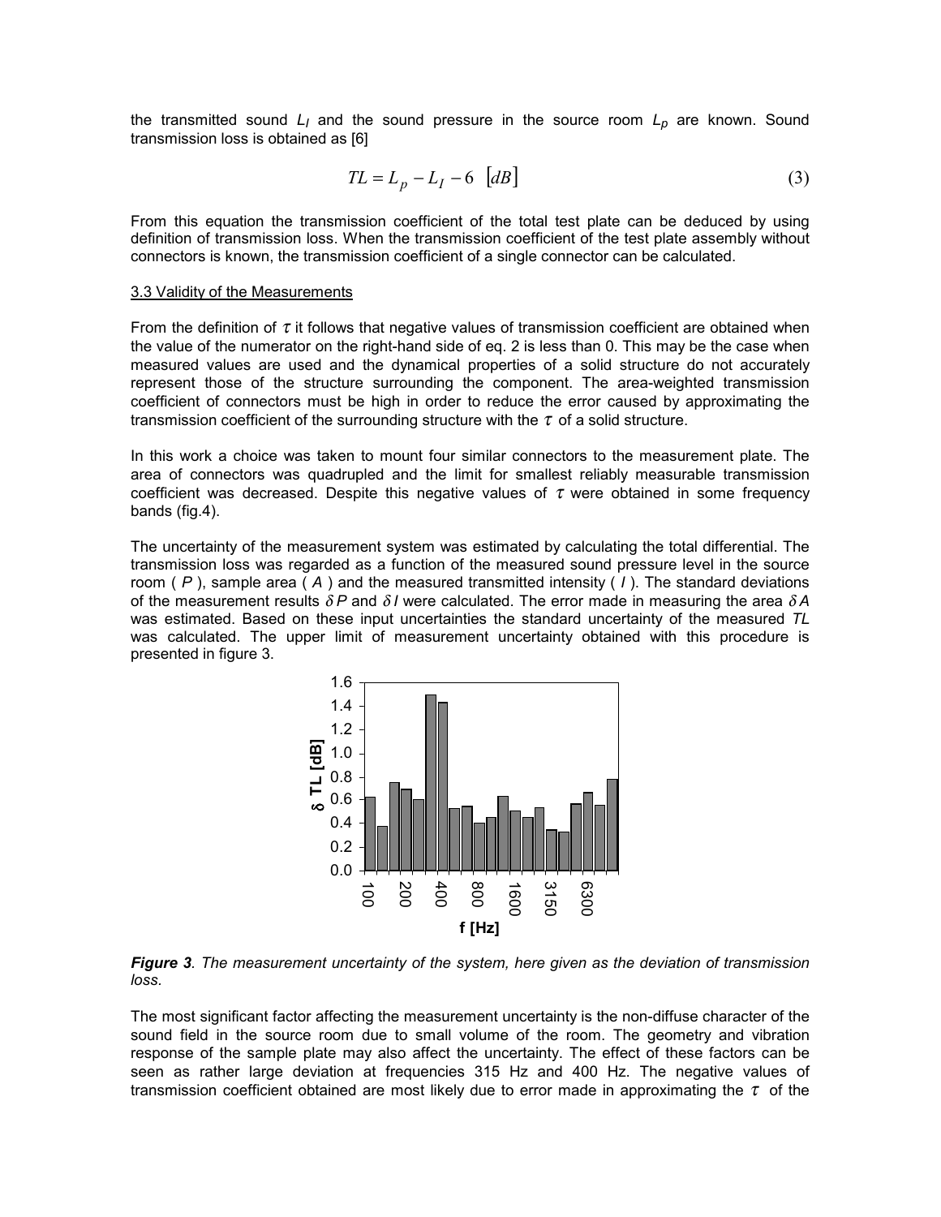the transmitted sound $L_I$ and the sound pressure in the source room $L_p$ are known. Sound transmission loss is obtained as [6]

$$TL = L_p - L_I - 6 \quad [dB] \tag{3}$$

From this equation the transmission coefficient of the total test plate can be deduced by using definition of transmission loss. When the transmission coefficient of the test plate assembly without connectors is known, the transmission coefficient of a single connector can be calculated.

### 3.3 Validity of the Measurements

From the definition of $\tau$ it follows that negative values of transmission coefficient are obtained when the value of the numerator on the right-hand side of eq. 2 is less than 0. This may be the case when measured values are used and the dynamical properties of a solid structure do not accurately represent those of the structure surrounding the component. The area-weighted transmission coefficient of connectors must be high in order to reduce the error caused by approximating the transmission coefficient of the surrounding structure with the $\tau$ of a solid structure.

In this work a choice was taken to mount four similar connectors to the measurement plate. The area of connectors was quadrupled and the limit for smallest reliably measurable transmission coefficient was decreased. Despite this negative values of $\tau$ were obtained in some frequency bands (fig.4).

The uncertainty of the measurement system was estimated by calculating the total differential. The transmission loss was regarded as a function of the measured sound pressure level in the source room ( $P$ ), sample area ( $A$ ) and the measured transmitted intensity ( $I$ ). The standard deviations of the measurement results $\delta P$ and $\delta I$ were calculated. The error made in measuring the area $\delta A$ was estimated. Based on these input uncertainties the standard uncertainty of the measured $TL$ was calculated. The upper limit of measurement uncertainty obtained with this procedure is presented in figure 3.

***Figure 3**. The measurement uncertainty of the system, here given as the deviation of transmission loss.*

The most significant factor affecting the measurement uncertainty is the non-diffuse character of the sound field in the source room due to small volume of the room. The geometry and vibration response of the sample plate may also affect the uncertainty. The effect of these factors can be seen as rather large deviation at frequencies 315 Hz and 400 Hz. The negative values of transmission coefficient obtained are most likely due to error made in approximating the $\tau$ of the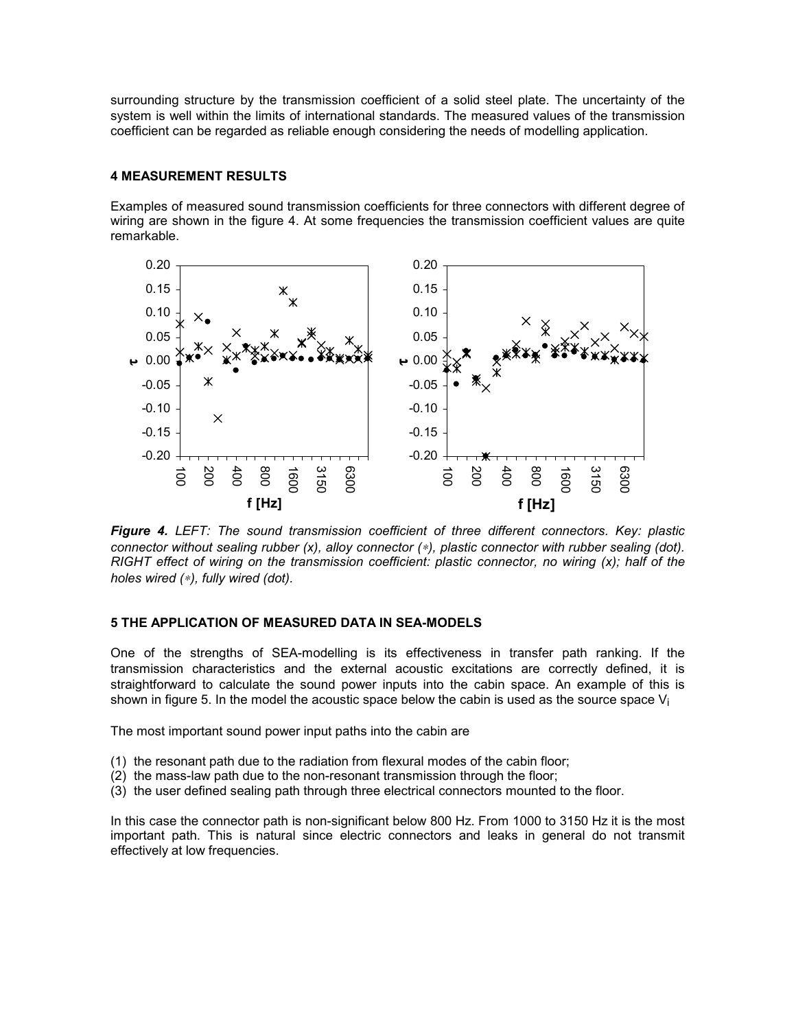surrounding structure by the transmission coefficient of a solid steel plate. The uncertainty of the system is well within the limits of international standards. The measured values of the transmission coefficient can be regarded as reliable enough considering the needs of modelling application.

## 4 MEASUREMENT RESULTS

Examples of measured sound transmission coefficients for three connectors with different degree of wiring are shown in the figure 4. At some frequencies the transmission coefficient values are quite remarkable.

***Figure 4.*** *LEFT: The sound transmission coefficient of three different connectors. Key: plastic connector without sealing rubber (x), alloy connector (*), plastic connector with rubber sealing (dot). RIGHT effect of wiring on the transmission coefficient: plastic connector, no wiring (x); half of the holes wired (*), fully wired (dot).*

## 5 THE APPLICATION OF MEASURED DATA IN SEA-MODELS

One of the strengths of SEA-modelling is its effectiveness in transfer path ranking. If the transmission characteristics and the external acoustic excitations are correctly defined, it is straightforward to calculate the sound power inputs into the cabin space. An example of this is shown in figure 5. In the model the acoustic space below the cabin is used as the source space $V_i$

The most important sound power input paths into the cabin are

(1) the resonant path due to the radiation from flexural modes of the cabin floor;
(2) the mass-law path due to the non-resonant transmission through the floor;
(3) the user defined sealing path through three electrical connectors mounted to the floor.

In this case the connector path is non-significant below 800 Hz. From 1000 to 3150 Hz it is the most important path. This is natural since electric connectors and leaks in general do not transmit effectively at low frequencies.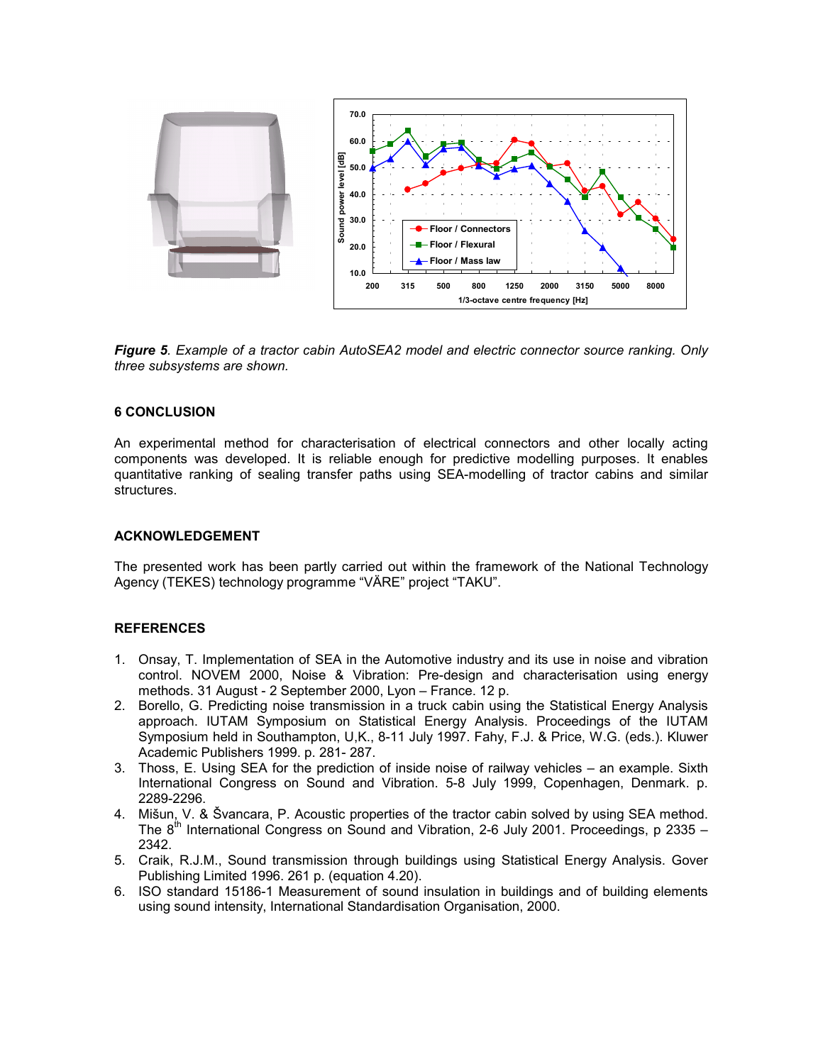70.0
60.0
50.0
40.0
30.0
20.0
10.0
Sound power level [dB]
200 315 500 800 1250 2000 3150 5000 8000
1/3-octave centre frequency [Hz]
Floor / Connectors
Floor / Flexural
Floor / Mass law

***Figure 5**. Example of a tractor cabin AutoSEA2 model and electric connector source ranking. Only three subsystems are shown.*

## 6 CONCLUSION

An experimental method for characterisation of electrical connectors and other locally acting components was developed. It is reliable enough for predictive modelling purposes. It enables quantitative ranking of sealing transfer paths using SEA-modelling of tractor cabins and similar structures.

## ACKNOWLEDGEMENT

The presented work has been partly carried out within the framework of the National Technology Agency (TEKES) technology programme "VÄRE" project "TAKU".

## REFERENCES

1. Onsay, T. Implementation of SEA in the Automotive industry and its use in noise and vibration control. NOVEM 2000, Noise & Vibration: Pre-design and characterisation using energy methods. 31 August - 2 September 2000, Lyon – France. 12 p.
2. Borello, G. Predicting noise transmission in a truck cabin using the Statistical Energy Analysis approach. IUTAM Symposium on Statistical Energy Analysis. Proceedings of the IUTAM Symposium held in Southampton, U,K., 8-11 July 1997. Fahy, F.J. & Price, W.G. (eds.). Kluwer Academic Publishers 1999. p. 281- 287.
3. Thoss, E. Using SEA for the prediction of inside noise of railway vehicles – an example. Sixth International Congress on Sound and Vibration. 5-8 July 1999, Copenhagen, Denmark. p. 2289-2296.
4. Mišun, V. & Švancara, P. Acoustic properties of the tractor cabin solved by using SEA method. The 8th International Congress on Sound and Vibration, 2-6 July 2001. Proceedings, p 2335 – 2342.
5. Craik, R.J.M., Sound transmission through buildings using Statistical Energy Analysis. Gover Publishing Limited 1996. 261 p. (equation 4.20).
6. ISO standard 15186-1 Measurement of sound insulation in buildings and of building elements using sound intensity, International Standardisation Organisation, 2000.